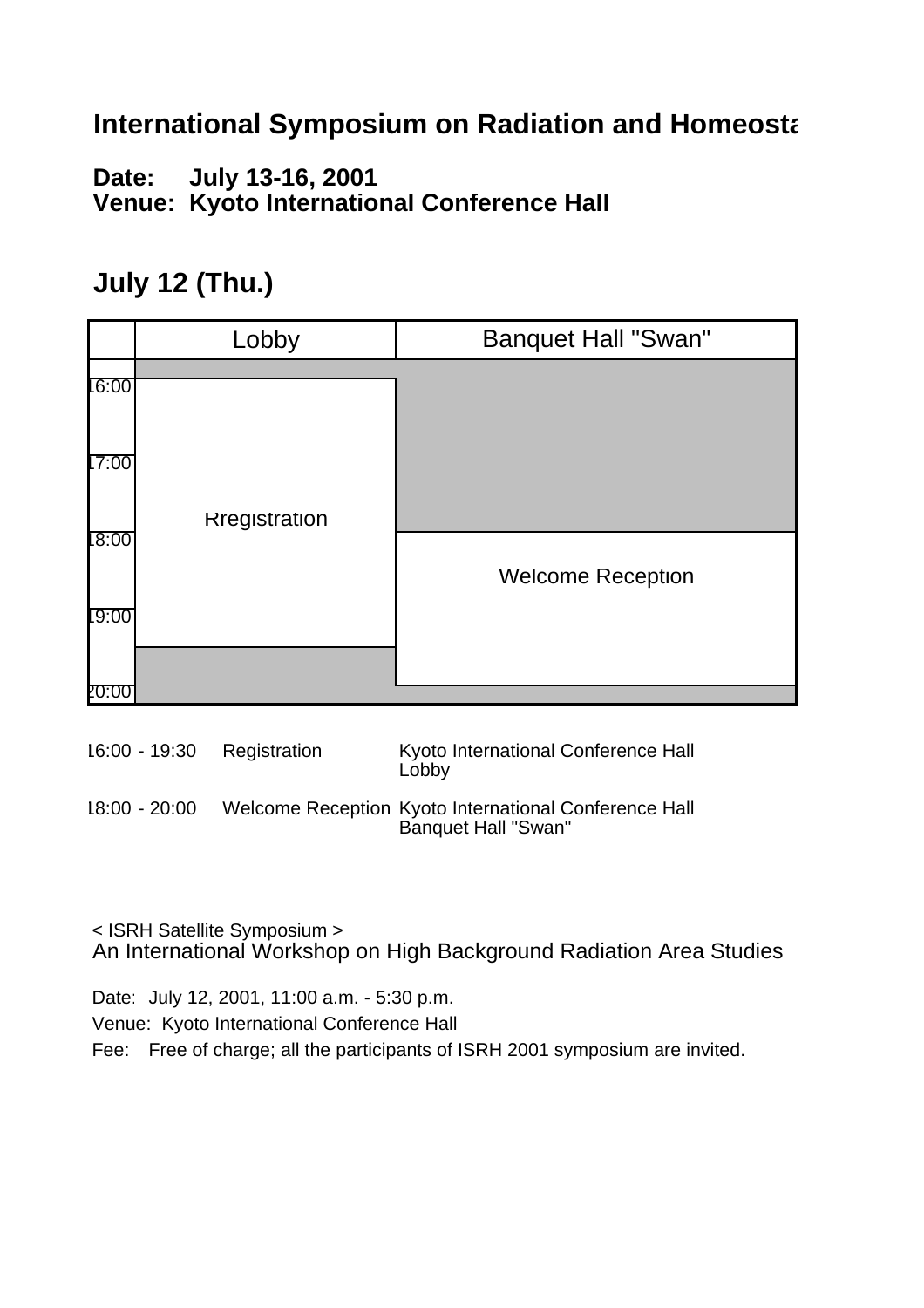# International Symposium on Radiation and Homeosta

**Date: July 13-16, 2001**
**Venue: Kyoto International Conference Hall**

## July 12 (Thu.)

| | Lobby | Banquet Hall "Swan" |
|---|---|---|
| 16:00 | Rregistration | |
| 17:00 | | |
| 18:00 | | Welcome Reception |
| 19:00 | | |
| 20:00 | | |

| | | |
|---|---|---|
| 16:00 - 19:30 | Registration | Kyoto International Conference Hall Lobby |
| 18:00 - 20:00 | Welcome Reception | Kyoto International Conference Hall Banquet Hall "Swan" |

< ISRH Satellite Symposium >
An International Workshop on High Background Radiation Area Studies

Date: July 12, 2001, 11:00 a.m. - 5:30 p.m.

Venue: Kyoto International Conference Hall

Fee: Free of charge; all the participants of ISRH 2001 symposium are invited.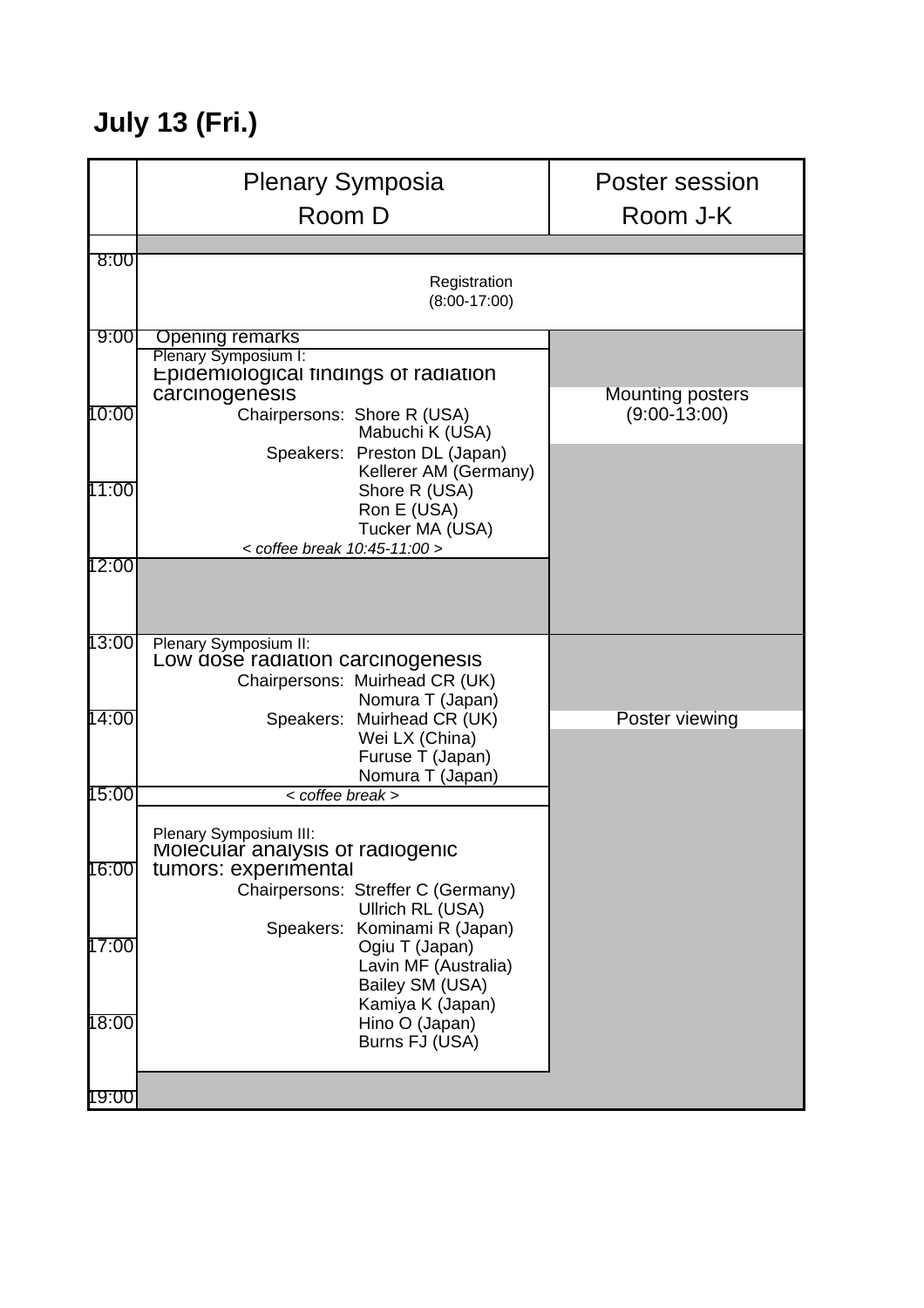## July 13 (Fri.)

| | Plenary Symposia Room D | Poster session Room J-K |
|---|---|---|
| 8:00 | Registration (8:00-17:00) | |
| 9:00 | Opening remarks | |
| | Plenary Symposium I: Epidemiological findings of radiation carcinogenesis | Mounting posters (9:00-13:00) |
| 10:00 | Chairpersons: Shore R (USA), Mabuchi K (USA) | |
| | Speakers: Preston DL (Japan), Kellerer AM (Germany) | |
| 11:00 | Shore R (USA), Ron E (USA), Tucker MA (USA) | |
| | *< coffee break 10:45-11:00 >* | |
| 12:00 | | |
| 13:00 | Plenary Symposium II: Low dose radiation carcinogenesis | |
| | Chairpersons: Muirhead CR (UK), Nomura T (Japan) | |
| 14:00 | Speakers: Muirhead CR (UK), Wei LX (China), Furuse T (Japan), Nomura T (Japan) | Poster viewing |
| 15:00 | *< coffee break >* | |
| | Plenary Symposium III: Molecular analysis of radiogenic tumors: experimental | |
| 16:00 | Chairpersons: Streffer C (Germany), Ullrich RL (USA) | |
| | Speakers: Kominami R (Japan) | |
| 17:00 | Ogiu T (Japan), Lavin MF (Australia), Bailey SM (USA), Kamiya K (Japan) | |
| 18:00 | Hino O (Japan), Burns FJ (USA) | |
| 19:00 | | |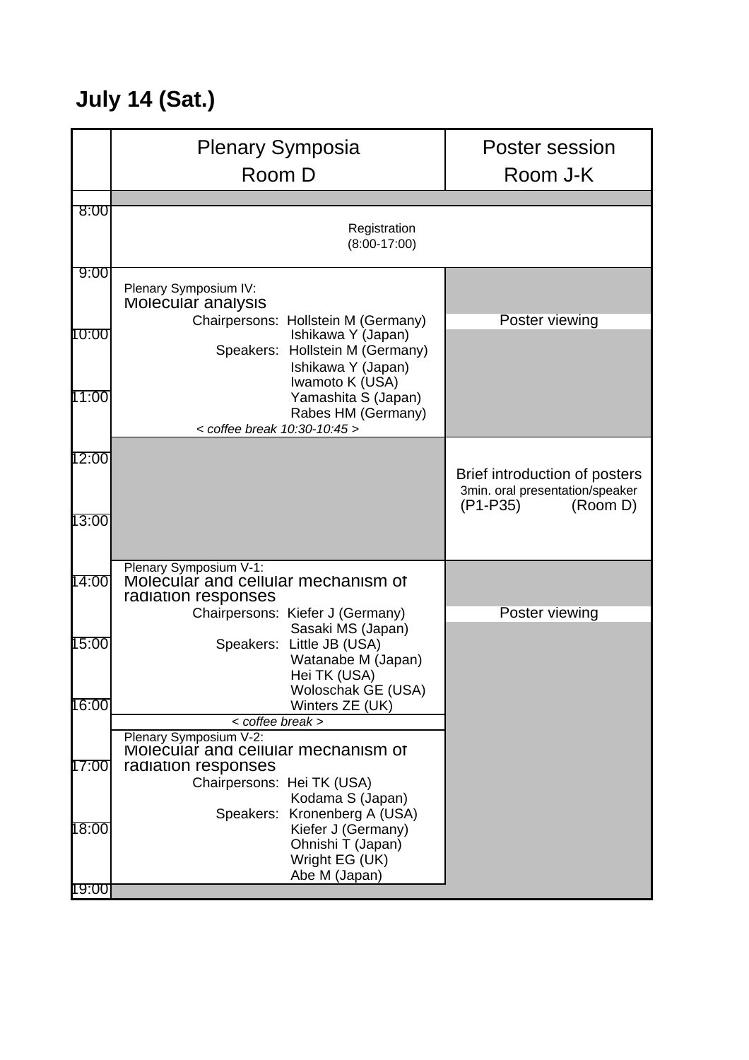## July 14 (Sat.)

| | Plenary Symposia<br>Room D | Poster session<br>Room J-K |
|---|---|---|
| 8:00 | Registration<br>(8:00-17:00) | |
| 9:00–12:00 | Plenary Symposium IV:<br>Molecular analysis<br>Chairpersons: Hollstein M (Germany), Ishikawa Y (Japan)<br>Speakers: Hollstein M (Germany), Ishikawa Y (Japan), Iwamoto K (USA), Yamashita S (Japan), Rabes HM (Germany)<br>*< coffee break 10:30-10:45 >* | Poster viewing |
| 12:00–14:00 | | Brief introduction of posters<br>3min. oral presentation/speaker<br>(P1-P35) (Room D) |
| 14:00–16:00 | Plenary Symposium V-1:<br>Molecular and cellular mechanism of radiation responses<br>Chairpersons: Kiefer J (Germany), Sasaki MS (Japan)<br>Speakers: Little JB (USA), Watanabe M (Japan), Hei TK (USA), Woloschak GE (USA), Winters ZE (UK)<br>*< coffee break >* | Poster viewing |
| 16:00–19:00 | Plenary Symposium V-2:<br>Molecular and cellular mechanism of radiation responses<br>Chairpersons: Hei TK (USA), Kodama S (Japan)<br>Speakers: Kronenberg A (USA), Kiefer J (Germany), Ohnishi T (Japan), Wright EG (UK), Abe M (Japan) | |
| 19:00 | | |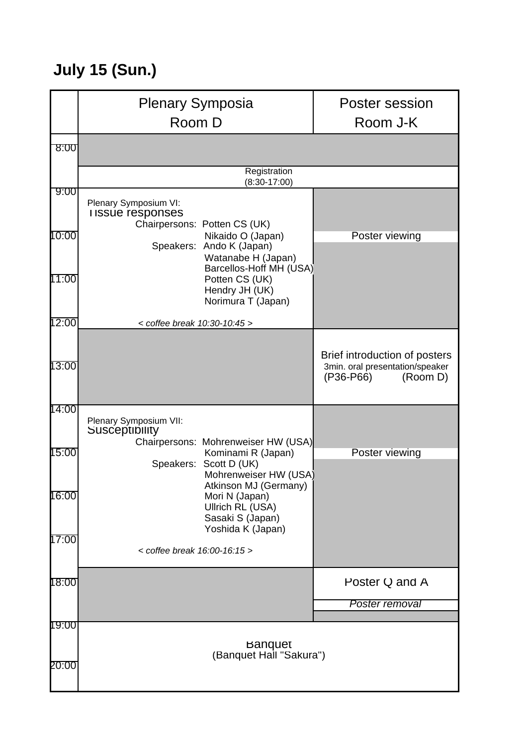# July 15 (Sun.)

| | Plenary Symposia Room D | Poster session Room J-K |
|---|---|---|
| 8:00 | | |
| | Registration (8:30-17:00) | |
| 9:00 | Plenary Symposium VI: Tissue responses<br>Chairpersons: Potten CS (UK), Nikaido O (Japan)<br>Speakers: Ando K (Japan), Watanabe H (Japan), Barcellos-Hoff MH (USA), Potten CS (UK), Hendry JH (UK), Norimura T (Japan)<br>*< coffee break 10:30-10:45 >* | Poster viewing |
| 10:00 | | |
| 11:00 | | |
| 12:00 | | Brief introduction of posters<br>3min. oral presentation/speaker<br>(P36-P66) (Room D) |
| 13:00 | | |
| 14:00 | Plenary Symposium VII: Susceptibility<br>Chairpersons: Mohrenweiser HW (USA), Kominami R (Japan)<br>Speakers: Scott D (UK), Mohrenweiser HW (USA), Atkinson MJ (Germany), Mori N (Japan), Ullrich RL (USA), Sasaki S (Japan), Yoshida K (Japan)<br>*< coffee break 16:00-16:15 >* | Poster viewing |
| 15:00 | | |
| 16:00 | | |
| 17:00 | | |
| 18:00 | | Poster Q and A<br>*Poster removal* |
| 19:00 | Banquet (Banquet Hall "Sakura") | |
| 20:00 | | |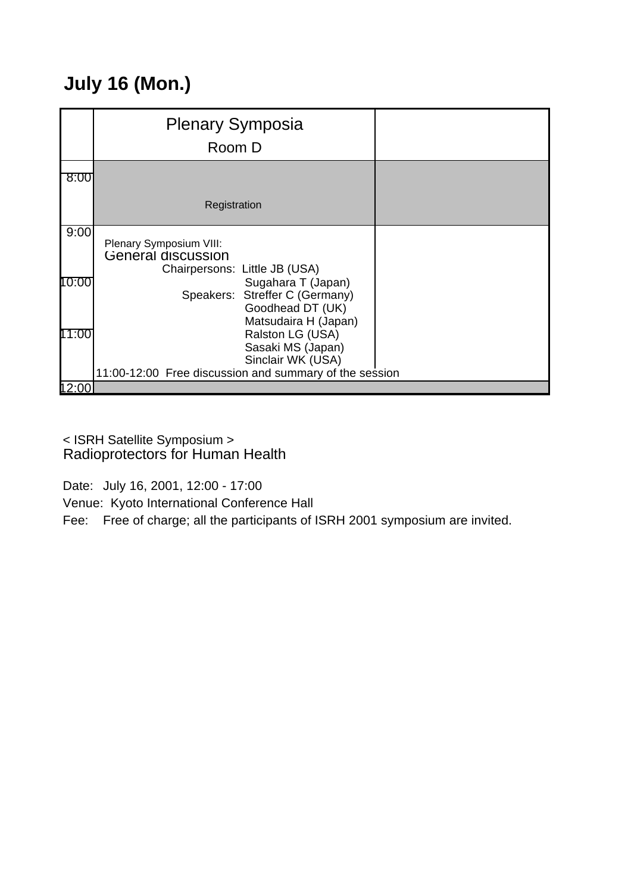## July 16 (Mon.)

| | Plenary Symposia<br>Room D | |
|---|---|---|
| 8:00 | Registration | |
| 9:00 | Plenary Symposium VIII:<br>General discussion<br>Chairpersons: Little JB (USA)<br>Sugahara T (Japan) | |
| 10:00 | Speakers: Streffer C (Germany)<br>Goodhead DT (UK)<br>Matsudaira H (Japan) | |
| 11:00 | Ralston LG (USA)<br>Sasaki MS (Japan)<br>Sinclair WK (USA)<br>11:00-12:00 Free discussion and summary of the session | |
| 12:00 | | |

< ISRH Satellite Symposium >
Radioprotectors for Human Health

Date: July 16, 2001, 12:00 - 17:00

Venue: Kyoto International Conference Hall

Fee: Free of charge; all the participants of ISRH 2001 symposium are invited.